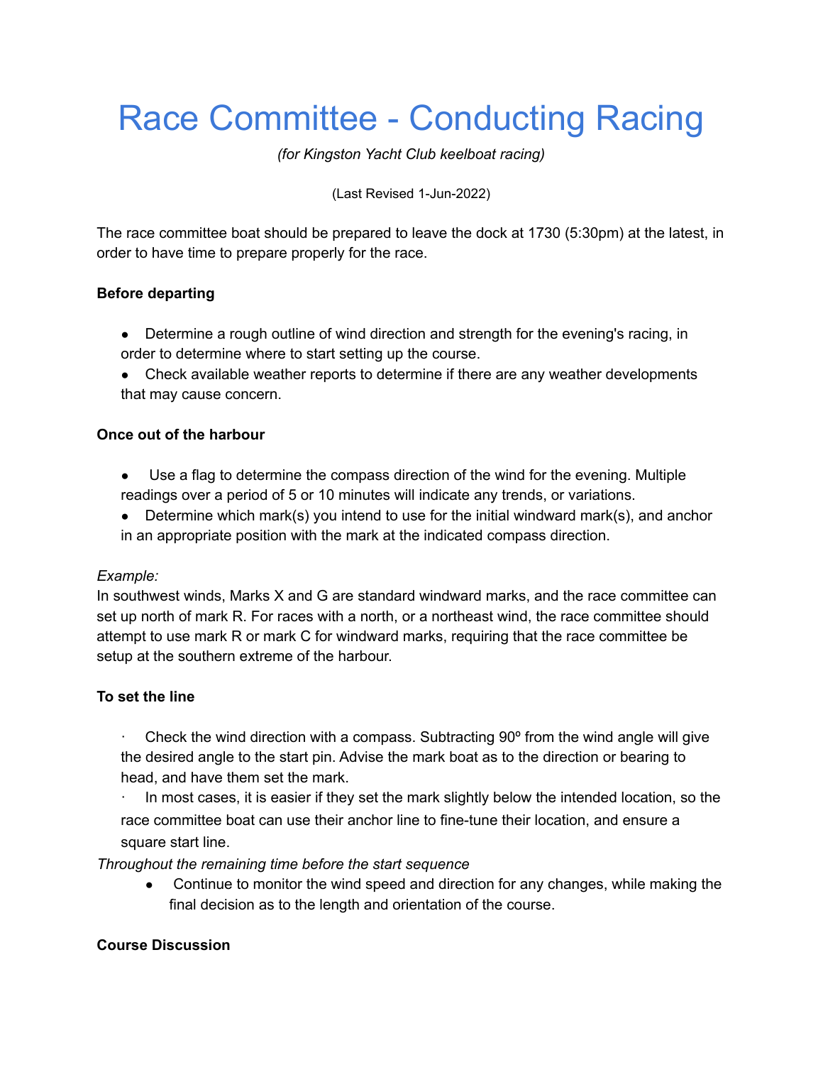# Race Committee - Conducting Racing

*(for Kingston Yacht Club keelboat racing)*

(Last Revised 1-Jun-2022)

The race committee boat should be prepared to leave the dock at 1730 (5:30pm) at the latest, in order to have time to prepare properly for the race.

**Before departing**

- Determine a rough outline of wind direction and strength for the evening's racing, in order to determine where to start setting up the course.
- Check available weather reports to determine if there are any weather developments that may cause concern.

**Once out of the harbour**

- Use a flag to determine the compass direction of the wind for the evening. Multiple readings over a period of 5 or 10 minutes will indicate any trends, or variations.
- Determine which mark(s) you intend to use for the initial windward mark(s), and anchor in an appropriate position with the mark at the indicated compass direction.

*Example:*
In southwest winds, Marks X and G are standard windward marks, and the race committee can set up north of mark R. For races with a north, or a northeast wind, the race committee should attempt to use mark R or mark C for windward marks, requiring that the race committee be setup at the southern extreme of the harbour.

**To set the line**

- Check the wind direction with a compass. Subtracting 90º from the wind angle will give the desired angle to the start pin. Advise the mark boat as to the direction or bearing to head, and have them set the mark.
- In most cases, it is easier if they set the mark slightly below the intended location, so the race committee boat can use their anchor line to fine-tune their location, and ensure a square start line.

*Throughout the remaining time before the start sequence*

- Continue to monitor the wind speed and direction for any changes, while making the final decision as to the length and orientation of the course.

**Course Discussion**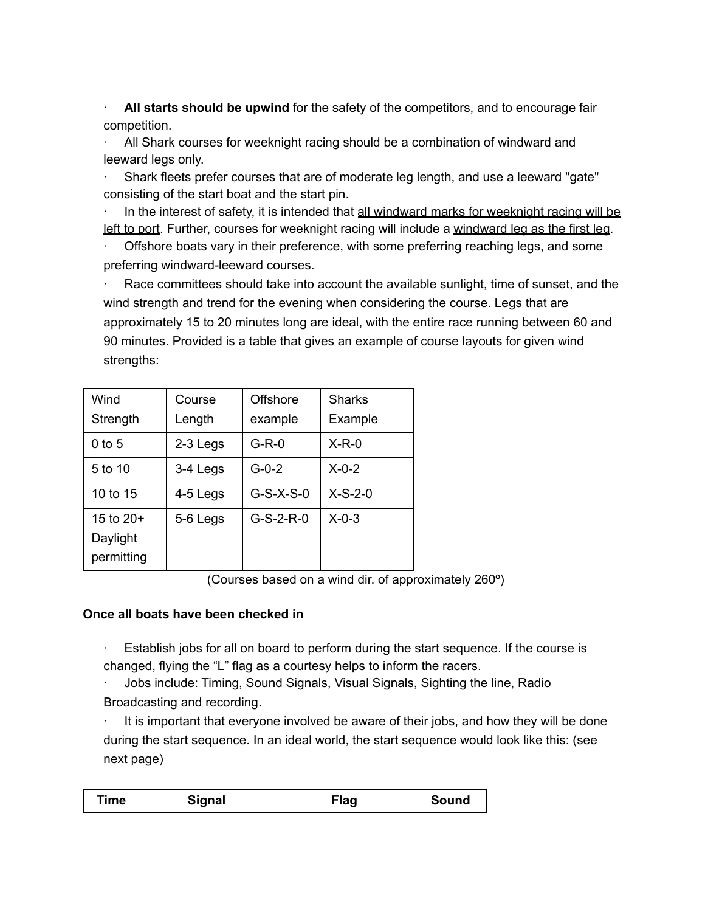- **All starts should be upwind** for the safety of the competitors, and to encourage fair competition.
- All Shark courses for weeknight racing should be a combination of windward and leeward legs only.
- Shark fleets prefer courses that are of moderate leg length, and use a leeward "gate" consisting of the start boat and the start pin.
- In the interest of safety, it is intended that <u>all windward marks for weeknight racing will be left to port</u>. Further, courses for weeknight racing will include a <u>windward leg as the first leg</u>.
- Offshore boats vary in their preference, with some preferring reaching legs, and some preferring windward-leeward courses.
- Race committees should take into account the available sunlight, time of sunset, and the wind strength and trend for the evening when considering the course. Legs that are approximately 15 to 20 minutes long are ideal, with the entire race running between 60 and 90 minutes. Provided is a table that gives an example of course layouts for given wind strengths:

| Wind Strength | Course Length | Offshore example | Sharks Example |
|---|---|---|---|
| 0 to 5 | 2-3 Legs | G-R-0 | X-R-0 |
| 5 to 10 | 3-4 Legs | G-0-2 | X-0-2 |
| 10 to 15 | 4-5 Legs | G-S-X-S-0 | X-S-2-0 |
| 15 to 20+ Daylight permitting | 5-6 Legs | G-S-2-R-0 | X-0-3 |

(Courses based on a wind dir. of approximately 260º)

**Once all boats have been checked in**

- Establish jobs for all on board to perform during the start sequence. If the course is changed, flying the "L" flag as a courtesy helps to inform the racers.
- Jobs include: Timing, Sound Signals, Visual Signals, Sighting the line, Radio Broadcasting and recording.
- It is important that everyone involved be aware of their jobs, and how they will be done during the start sequence. In an ideal world, the start sequence would look like this: (see next page)

| Time | Signal | Flag | Sound |
|---|---|---|---|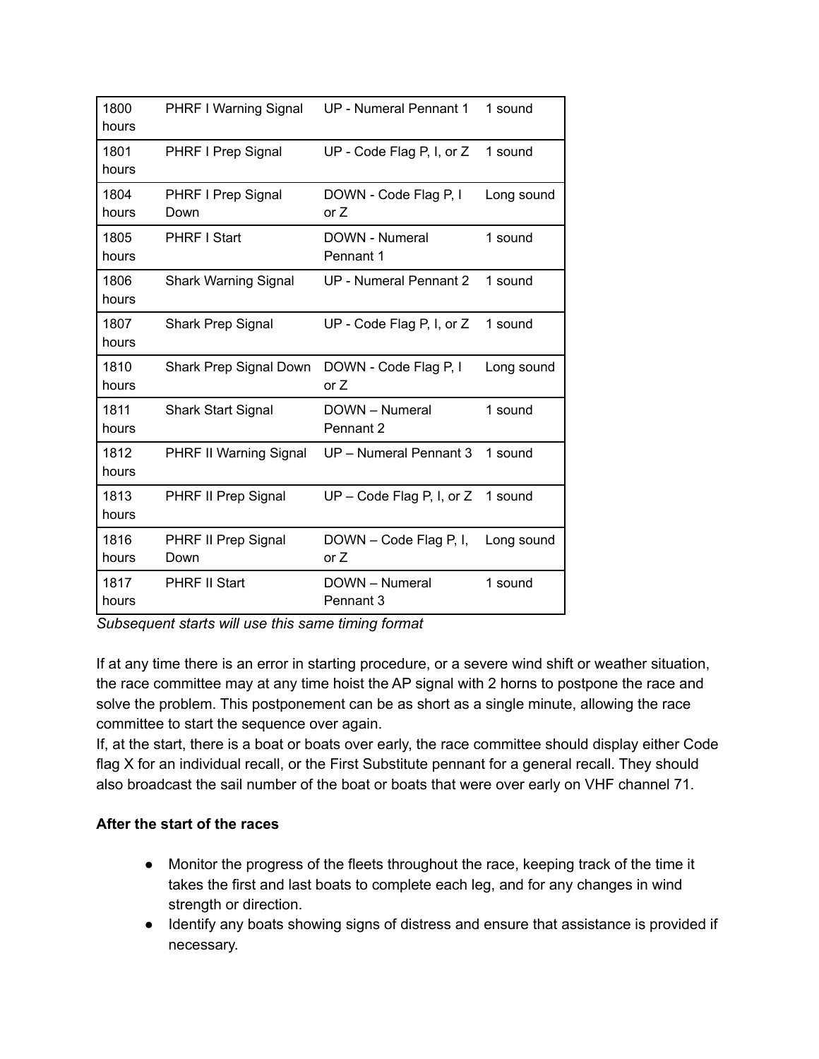| 1800 hours | PHRF I Warning Signal | UP - Numeral Pennant 1 | 1 sound |
|---|---|---|---|
| 1801 hours | PHRF I Prep Signal | UP - Code Flag P, I, or Z | 1 sound |
| 1804 hours | PHRF I Prep Signal Down | DOWN - Code Flag P, I or Z | Long sound |
| 1805 hours | PHRF I Start | DOWN - Numeral Pennant 1 | 1 sound |
| 1806 hours | Shark Warning Signal | UP - Numeral Pennant 2 | 1 sound |
| 1807 hours | Shark Prep Signal | UP - Code Flag P, I, or Z | 1 sound |
| 1810 hours | Shark Prep Signal Down | DOWN - Code Flag P, I or Z | Long sound |
| 1811 hours | Shark Start Signal | DOWN – Numeral Pennant 2 | 1 sound |
| 1812 hours | PHRF II Warning Signal | UP – Numeral Pennant 3 | 1 sound |
| 1813 hours | PHRF II Prep Signal | UP – Code Flag P, I, or Z | 1 sound |
| 1816 hours | PHRF II Prep Signal Down | DOWN – Code Flag P, I, or Z | Long sound |
| 1817 hours | PHRF II Start | DOWN – Numeral Pennant 3 | 1 sound |

*Subsequent starts will use this same timing format*

If at any time there is an error in starting procedure, or a severe wind shift or weather situation, the race committee may at any time hoist the AP signal with 2 horns to postpone the race and solve the problem. This postponement can be as short as a single minute, allowing the race committee to start the sequence over again.
If, at the start, there is a boat or boats over early, the race committee should display either Code flag X for an individual recall, or the First Substitute pennant for a general recall. They should also broadcast the sail number of the boat or boats that were over early on VHF channel 71.

**After the start of the races**

- Monitor the progress of the fleets throughout the race, keeping track of the time it takes the first and last boats to complete each leg, and for any changes in wind strength or direction.
- Identify any boats showing signs of distress and ensure that assistance is provided if necessary.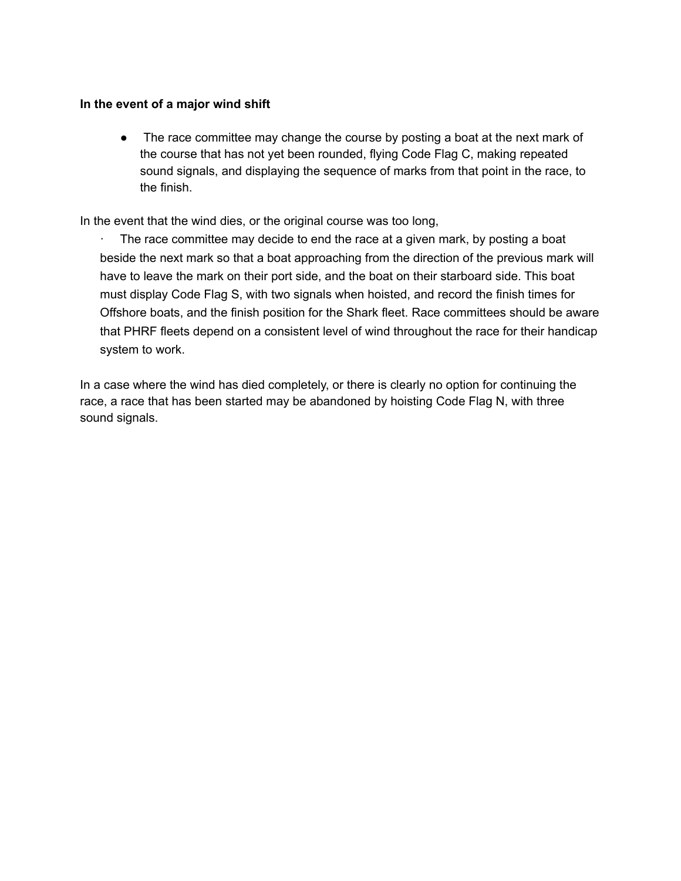**In the event of a major wind shift**

- The race committee may change the course by posting a boat at the next mark of the course that has not yet been rounded, flying Code Flag C, making repeated sound signals, and displaying the sequence of marks from that point in the race, to the finish.

In the event that the wind dies, or the original course was too long,

- The race committee may decide to end the race at a given mark, by posting a boat beside the next mark so that a boat approaching from the direction of the previous mark will have to leave the mark on their port side, and the boat on their starboard side. This boat must display Code Flag S, with two signals when hoisted, and record the finish times for Offshore boats, and the finish position for the Shark fleet. Race committees should be aware that PHRF fleets depend on a consistent level of wind throughout the race for their handicap system to work.

In a case where the wind has died completely, or there is clearly no option for continuing the race, a race that has been started may be abandoned by hoisting Code Flag N, with three sound signals.